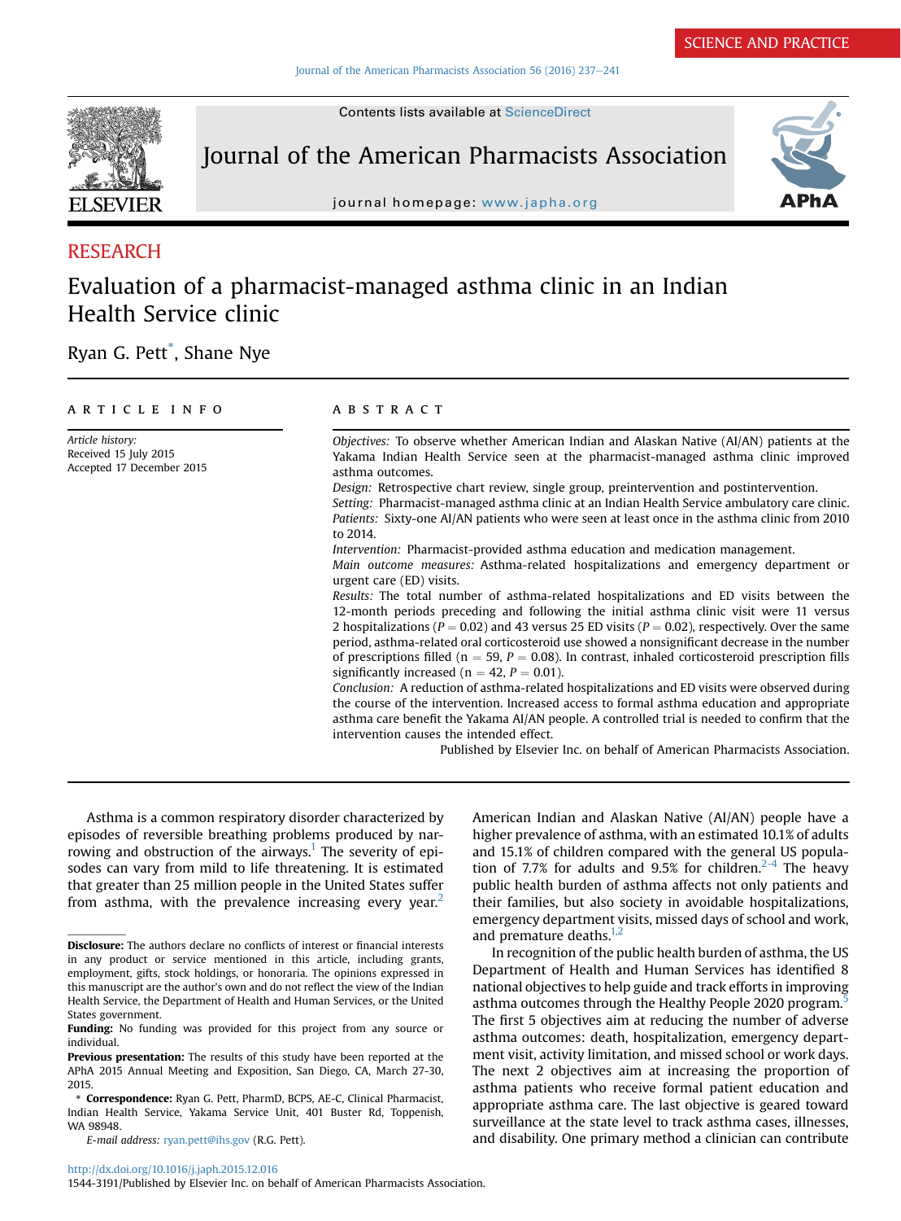SCIENCE AND PRACTICE

RESEARCH

# Evaluation of a pharmacist-managed asthma clinic in an Indian Health Service clinic

Ryan G. Pett*, Shane Nye

## ARTICLE INFO

*Article history:*
Received 15 July 2015
Accepted 17 December 2015

## ABSTRACT

*Objectives:* To observe whether American Indian and Alaskan Native (AI/AN) patients at the Yakama Indian Health Service seen at the pharmacist-managed asthma clinic improved asthma outcomes.

*Design:* Retrospective chart review, single group, preintervention and postintervention.

*Setting:* Pharmacist-managed asthma clinic at an Indian Health Service ambulatory care clinic.

*Patients:* Sixty-one AI/AN patients who were seen at least once in the asthma clinic from 2010 to 2014.

*Intervention:* Pharmacist-provided asthma education and medication management.

*Main outcome measures:* Asthma-related hospitalizations and emergency department or urgent care (ED) visits.

*Results:* The total number of asthma-related hospitalizations and ED visits between the 12-month periods preceding and following the initial asthma clinic visit were 11 versus 2 hospitalizations ($P = 0.02$) and 43 versus 25 ED visits ($P = 0.02$), respectively. Over the same period, asthma-related oral corticosteroid use showed a nonsignificant decrease in the number of prescriptions filled ($n = 59$, $P = 0.08$). In contrast, inhaled corticosteroid prescription fills significantly increased ($n = 42$, $P = 0.01$).

*Conclusion:* A reduction of asthma-related hospitalizations and ED visits were observed during the course of the intervention. Increased access to formal asthma education and appropriate asthma care benefit the Yakama AI/AN people. A controlled trial is needed to confirm that the intervention causes the intended effect.

Published by Elsevier Inc. on behalf of American Pharmacists Association.

---

Asthma is a common respiratory disorder characterized by episodes of reversible breathing problems produced by narrowing and obstruction of the airways.[1] The severity of episodes can vary from mild to life threatening. It is estimated that greater than 25 million people in the United States suffer from asthma, with the prevalence increasing every year.[2] American Indian and Alaskan Native (AI/AN) people have a higher prevalence of asthma, with an estimated 10.1% of adults and 15.1% of children compared with the general US population of 7.7% for adults and 9.5% for children.[2–4] The heavy public health burden of asthma affects not only patients and their families, but also society in avoidable hospitalizations, emergency department visits, missed days of school and work, and premature deaths.[1,2]

In recognition of the public health burden of asthma, the US Department of Health and Human Services has identified 8 national objectives to help guide and track efforts in improving asthma outcomes through the Healthy People 2020 program.[5] The first 5 objectives aim at reducing the number of adverse asthma outcomes: death, hospitalization, emergency department visit, activity limitation, and missed school or work days. The next 2 objectives aim at increasing the proportion of asthma patients who receive formal patient education and appropriate asthma care. The last objective is geared toward surveillance at the state level to track asthma cases, illnesses, and disability. One primary method a clinician can contribute

---

**Disclosure:** The authors declare no conflicts of interest or financial interests in any product or service mentioned in this article, including grants, employment, gifts, stock holdings, or honoraria. The opinions expressed in this manuscript are the author's own and do not reflect the view of the Indian Health Service, the Department of Health and Human Services, or the United States government.

**Funding:** No funding was provided for this project from any source or individual.

**Previous presentation:** The results of this study have been reported at the APhA 2015 Annual Meeting and Exposition, San Diego, CA, March 27-30, 2015.

\* **Correspondence:** Ryan G. Pett, PharmD, BCPS, AE-C, Clinical Pharmacist, Indian Health Service, Yakama Service Unit, 401 Buster Rd, Toppenish, WA 98948.

*E-mail address:* ryan.pett@ihs.gov (R.G. Pett).

http://dx.doi.org/10.1016/j.japh.2015.12.016
1544-3191/Published by Elsevier Inc. on behalf of American Pharmacists Association.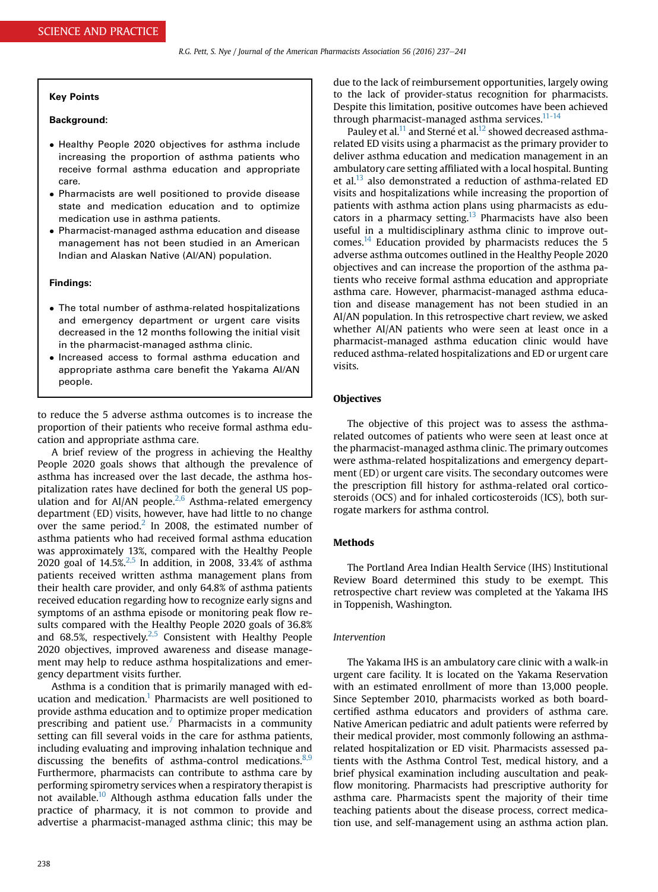**Key Points**

**Background:**

- Healthy People 2020 objectives for asthma include increasing the proportion of asthma patients who receive formal asthma education and appropriate care.
- Pharmacists are well positioned to provide disease state and medication education and to optimize medication use in asthma patients.
- Pharmacist-managed asthma education and disease management has not been studied in an American Indian and Alaskan Native (AI/AN) population.

**Findings:**

- The total number of asthma-related hospitalizations and emergency department or urgent care visits decreased in the 12 months following the initial visit in the pharmacist-managed asthma clinic.
- Increased access to formal asthma education and appropriate asthma care benefit the Yakama AI/AN people.

to reduce the 5 adverse asthma outcomes is to increase the proportion of their patients who receive formal asthma education and appropriate asthma care.

A brief review of the progress in achieving the Healthy People 2020 goals shows that although the prevalence of asthma has increased over the last decade, the asthma hospitalization rates have declined for both the general US population and for AI/AN people.[2,6] Asthma-related emergency department (ED) visits, however, have had little to no change over the same period.[2] In 2008, the estimated number of asthma patients who had received formal asthma education was approximately 13%, compared with the Healthy People 2020 goal of 14.5%.[2,5] In addition, in 2008, 33.4% of asthma patients received written asthma management plans from their health care provider, and only 64.8% of asthma patients received education regarding how to recognize early signs and symptoms of an asthma episode or monitoring peak flow results compared with the Healthy People 2020 goals of 36.8% and 68.5%, respectively.[2,5] Consistent with Healthy People 2020 objectives, improved awareness and disease management may help to reduce asthma hospitalizations and emergency department visits further.

Asthma is a condition that is primarily managed with education and medication.[1] Pharmacists are well positioned to provide asthma education and to optimize proper medication prescribing and patient use.[7] Pharmacists in a community setting can fill several voids in the care for asthma patients, including evaluating and improving inhalation technique and discussing the benefits of asthma-control medications.[8,9] Furthermore, pharmacists can contribute to asthma care by performing spirometry services when a respiratory therapist is not available.[10] Although asthma education falls under the practice of pharmacy, it is not common to provide and advertise a pharmacist-managed asthma clinic; this may be due to the lack of reimbursement opportunities, largely owing to the lack of provider-status recognition for pharmacists. Despite this limitation, positive outcomes have been achieved through pharmacist-managed asthma services.[11-14]

Pauley et al.[11] and Sterné et al.[12] showed decreased asthma-related ED visits using a pharmacist as the primary provider to deliver asthma education and medication management in an ambulatory care setting affiliated with a local hospital. Bunting et al.[13] also demonstrated a reduction of asthma-related ED visits and hospitalizations while increasing the proportion of patients with asthma action plans using pharmacists as educators in a pharmacy setting.[13] Pharmacists have also been useful in a multidisciplinary asthma clinic to improve outcomes.[14] Education provided by pharmacists reduces the 5 adverse asthma outcomes outlined in the Healthy People 2020 objectives and can increase the proportion of the asthma patients who receive formal asthma education and appropriate asthma care. However, pharmacist-managed asthma education and disease management has not been studied in an AI/AN population. In this retrospective chart review, we asked whether AI/AN patients who were seen at least once in a pharmacist-managed asthma education clinic would have reduced asthma-related hospitalizations and ED or urgent care visits.

## Objectives

The objective of this project was to assess the asthma-related outcomes of patients who were seen at least once at the pharmacist-managed asthma clinic. The primary outcomes were asthma-related hospitalizations and emergency department (ED) or urgent care visits. The secondary outcomes were the prescription fill history for asthma-related oral corticosteroids (OCS) and for inhaled corticosteroids (ICS), both surrogate markers for asthma control.

## Methods

The Portland Area Indian Health Service (IHS) Institutional Review Board determined this study to be exempt. This retrospective chart review was completed at the Yakama IHS in Toppenish, Washington.

### *Intervention*

The Yakama IHS is an ambulatory care clinic with a walk-in urgent care facility. It is located on the Yakama Reservation with an estimated enrollment of more than 13,000 people. Since September 2010, pharmacists worked as both board-certified asthma educators and providers of asthma care. Native American pediatric and adult patients were referred by their medical provider, most commonly following an asthma-related hospitalization or ED visit. Pharmacists assessed patients with the Asthma Control Test, medical history, and a brief physical examination including auscultation and peak-flow monitoring. Pharmacists had prescriptive authority for asthma care. Pharmacists spent the majority of their time teaching patients about the disease process, correct medication use, and self-management using an asthma action plan.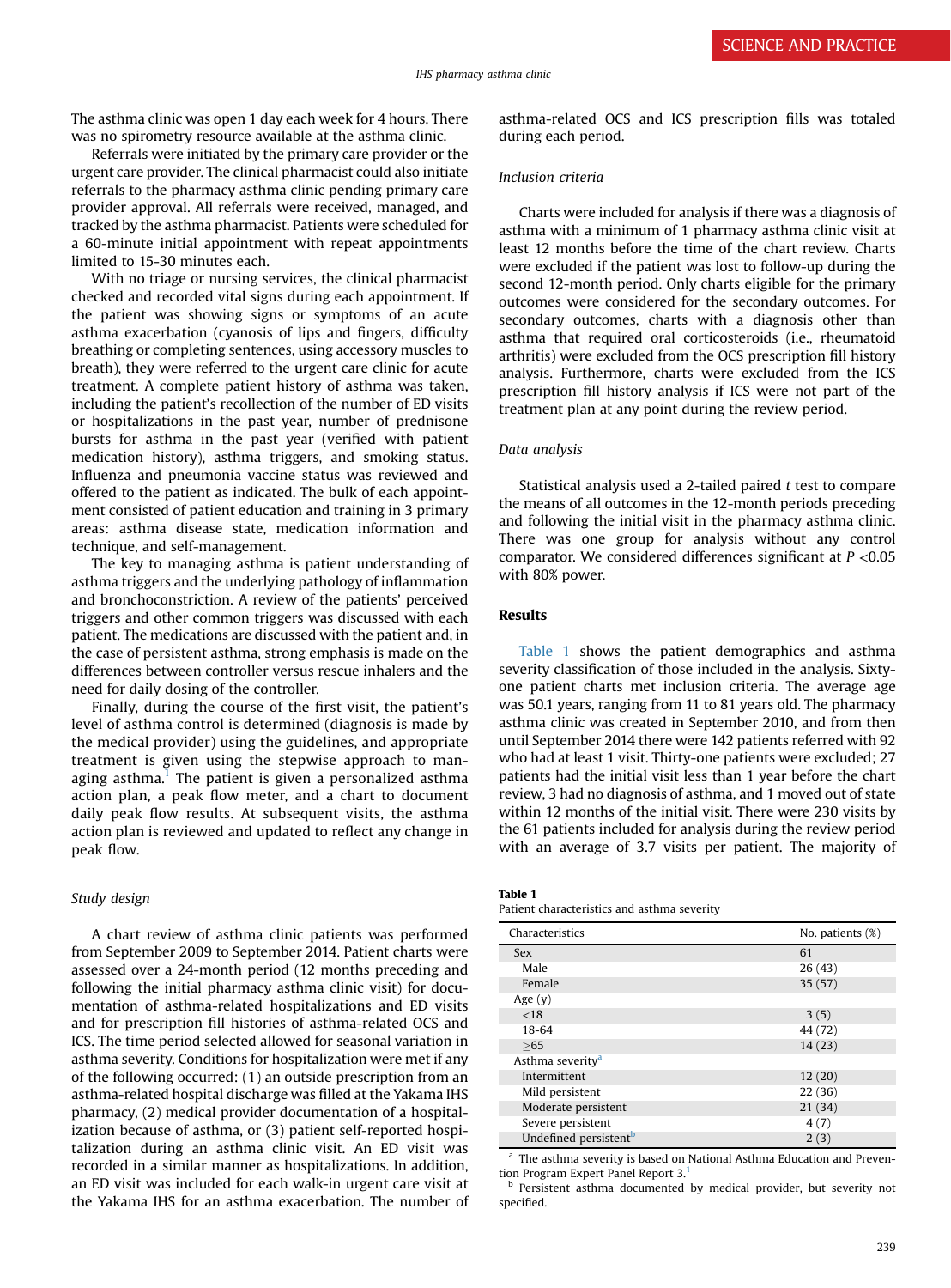The asthma clinic was open 1 day each week for 4 hours. There was no spirometry resource available at the asthma clinic.

Referrals were initiated by the primary care provider or the urgent care provider. The clinical pharmacist could also initiate referrals to the pharmacy asthma clinic pending primary care provider approval. All referrals were received, managed, and tracked by the asthma pharmacist. Patients were scheduled for a 60-minute initial appointment with repeat appointments limited to 15-30 minutes each.

With no triage or nursing services, the clinical pharmacist checked and recorded vital signs during each appointment. If the patient was showing signs or symptoms of an acute asthma exacerbation (cyanosis of lips and fingers, difficulty breathing or completing sentences, using accessory muscles to breath), they were referred to the urgent care clinic for acute treatment. A complete patient history of asthma was taken, including the patient's recollection of the number of ED visits or hospitalizations in the past year, number of prednisone bursts for asthma in the past year (verified with patient medication history), asthma triggers, and smoking status. Influenza and pneumonia vaccine status was reviewed and offered to the patient as indicated. The bulk of each appointment consisted of patient education and training in 3 primary areas: asthma disease state, medication information and technique, and self-management.

The key to managing asthma is patient understanding of asthma triggers and the underlying pathology of inflammation and bronchoconstriction. A review of the patients' perceived triggers and other common triggers was discussed with each patient. The medications are discussed with the patient and, in the case of persistent asthma, strong emphasis is made on the differences between controller versus rescue inhalers and the need for daily dosing of the controller.

Finally, during the course of the first visit, the patient's level of asthma control is determined (diagnosis is made by the medical provider) using the guidelines, and appropriate treatment is given using the stepwise approach to managing asthma.[1] The patient is given a personalized asthma action plan, a peak flow meter, and a chart to document daily peak flow results. At subsequent visits, the asthma action plan is reviewed and updated to reflect any change in peak flow.

### Study design

A chart review of asthma clinic patients was performed from September 2009 to September 2014. Patient charts were assessed over a 24-month period (12 months preceding and following the initial pharmacy asthma clinic visit) for documentation of asthma-related hospitalizations and ED visits and for prescription fill histories of asthma-related OCS and ICS. The time period selected allowed for seasonal variation in asthma severity. Conditions for hospitalization were met if any of the following occurred: (1) an outside prescription from an asthma-related hospital discharge was filled at the Yakama IHS pharmacy, (2) medical provider documentation of a hospitalization because of asthma, or (3) patient self-reported hospitalization during an asthma clinic visit. An ED visit was recorded in a similar manner as hospitalizations. In addition, an ED visit was included for each walk-in urgent care visit at the Yakama IHS for an asthma exacerbation. The number of asthma-related OCS and ICS prescription fills was totaled during each period.

### Inclusion criteria

Charts were included for analysis if there was a diagnosis of asthma with a minimum of 1 pharmacy asthma clinic visit at least 12 months before the time of the chart review. Charts were excluded if the patient was lost to follow-up during the second 12-month period. Only charts eligible for the primary outcomes were considered for the secondary outcomes. For secondary outcomes, charts with a diagnosis other than asthma that required oral corticosteroids (i.e., rheumatoid arthritis) were excluded from the OCS prescription fill history analysis. Furthermore, charts were excluded from the ICS prescription fill history analysis if ICS were not part of the treatment plan at any point during the review period.

### Data analysis

Statistical analysis used a 2-tailed paired *t* test to compare the means of all outcomes in the 12-month periods preceding and following the initial visit in the pharmacy asthma clinic. There was one group for analysis without any control comparator. We considered differences significant at $P < 0.05$ with 80% power.

## Results

Table 1 shows the patient demographics and asthma severity classification of those included in the analysis. Sixty-one patient charts met inclusion criteria. The average age was 50.1 years, ranging from 11 to 81 years old. The pharmacy asthma clinic was created in September 2010, and from then until September 2014 there were 142 patients referred with 92 who had at least 1 visit. Thirty-one patients were excluded; 27 patients had the initial visit less than 1 year before the chart review, 3 had no diagnosis of asthma, and 1 moved out of state within 12 months of the initial visit. There were 230 visits by the 61 patients included for analysis during the review period with an average of 3.7 visits per patient. The majority of

**Table 1**
Patient characteristics and asthma severity

| Characteristics | No. patients (%) |
|---|---|
| Sex | 61 |
| Male | 26 (43) |
| Female | 35 (57) |
| Age (y) | |
| <18 | 3 (5) |
| 18-64 | 44 (72) |
| ≥65 | 14 (23) |
| Asthma severity[a] | |
| Intermittent | 12 (20) |
| Mild persistent | 22 (36) |
| Moderate persistent | 21 (34) |
| Severe persistent | 4 (7) |
| Undefined persistent[b] | 2 (3) |

[a] The asthma severity is based on National Asthma Education and Prevention Program Expert Panel Report 3.[1]

[b] Persistent asthma documented by medical provider, but severity not specified.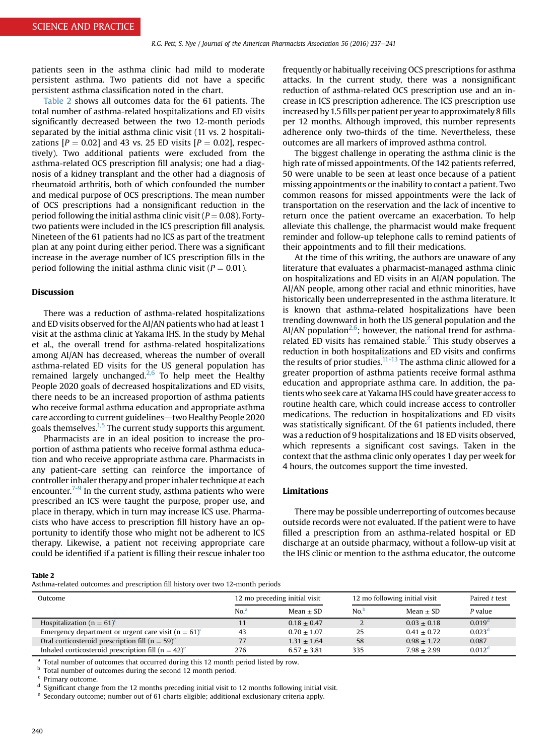patients seen in the asthma clinic had mild to moderate persistent asthma. Two patients did not have a specific persistent asthma classification noted in the chart.

Table 2 shows all outcomes data for the 61 patients. The total number of asthma-related hospitalizations and ED visits significantly decreased between the two 12-month periods separated by the initial asthma clinic visit (11 vs. 2 hospitalizations [$P = 0.02$] and 43 vs. 25 ED visits [$P = 0.02$], respectively). Two additional patients were excluded from the asthma-related OCS prescription fill analysis; one had a diagnosis of a kidney transplant and the other had a diagnosis of rheumatoid arthritis, both of which confounded the number and medical purpose of OCS prescriptions. The mean number of OCS prescriptions had a nonsignificant reduction in the period following the initial asthma clinic visit ($P = 0.08$). Forty-two patients were included in the ICS prescription fill analysis. Nineteen of the 61 patients had no ICS as part of the treatment plan at any point during either period. There was a significant increase in the average number of ICS prescription fills in the period following the initial asthma clinic visit ($P = 0.01$).

## Discussion

There was a reduction of asthma-related hospitalizations and ED visits observed for the AI/AN patients who had at least 1 visit at the asthma clinic at Yakama IHS. In the study by Mehal et al., the overall trend for asthma-related hospitalizations among AI/AN has decreased, whereas the number of overall asthma-related ED visits for the US general population has remained largely unchanged.[2,6] To help meet the Healthy People 2020 goals of decreased hospitalizations and ED visits, there needs to be an increased proportion of asthma patients who receive formal asthma education and appropriate asthma care according to current guidelines—two Healthy People 2020 goals themselves.[1,5] The current study supports this argument.

Pharmacists are in an ideal position to increase the proportion of asthma patients who receive formal asthma education and who receive appropriate asthma care. Pharmacists in any patient-care setting can reinforce the importance of controller inhaler therapy and proper inhaler technique at each encounter.[7-9] In the current study, asthma patients who were prescribed an ICS were taught the purpose, proper use, and place in therapy, which in turn may increase ICS use. Pharmacists who have access to prescription fill history have an opportunity to identify those who might not be adherent to ICS therapy. Likewise, a patient not receiving appropriate care could be identified if a patient is filling their rescue inhaler too frequently or habitually receiving OCS prescriptions for asthma attacks. In the current study, there was a nonsignificant reduction of asthma-related OCS prescription use and an increase in ICS prescription adherence. The ICS prescription use increased by 1.5 fills per patient per year to approximately 8 fills per 12 months. Although improved, this number represents adherence only two-thirds of the time. Nevertheless, these outcomes are all markers of improved asthma control.

The biggest challenge in operating the asthma clinic is the high rate of missed appointments. Of the 142 patients referred, 50 were unable to be seen at least once because of a patient missing appointments or the inability to contact a patient. Two common reasons for missed appointments were the lack of transportation on the reservation and the lack of incentive to return once the patient overcame an exacerbation. To help alleviate this challenge, the pharmacist would make frequent reminder and follow-up telephone calls to remind patients of their appointments and to fill their medications.

At the time of this writing, the authors are unaware of any literature that evaluates a pharmacist-managed asthma clinic on hospitalizations and ED visits in an AI/AN population. The AI/AN people, among other racial and ethnic minorities, have historically been underrepresented in the asthma literature. It is known that asthma-related hospitalizations have been trending downward in both the US general population and the AI/AN population[2,6]; however, the national trend for asthma-related ED visits has remained stable.[2] This study observes a reduction in both hospitalizations and ED visits and confirms the results of prior studies.[11-13] The asthma clinic allowed for a greater proportion of asthma patients receive formal asthma education and appropriate asthma care. In addition, the patients who seek care at Yakama IHS could have greater access to routine health care, which could increase access to controller medications. The reduction in hospitalizations and ED visits was statistically significant. Of the 61 patients included, there was a reduction of 9 hospitalizations and 18 ED visits observed, which represents a significant cost savings. Taken in the context that the asthma clinic only operates 1 day per week for 4 hours, the outcomes support the time invested.

## Limitations

There may be possible underreporting of outcomes because outside records were not evaluated. If the patient were to have filled a prescription from an asthma-related hospital or ED discharge at an outside pharmacy, without a follow-up visit at the IHS clinic or mention to the asthma educator, the outcome

**Table 2**
Asthma-related outcomes and prescription fill history over two 12-month periods

| Outcome | 12 mo preceding initial visit | | 12 mo following initial visit | | Paired *t* test |
|---|---|---|---|---|---|
| | No.[a] | Mean ± SD | No.[b] | Mean ± SD | *P* value |
| Hospitalization (n = 61)[c] | 11 | 0.18 ± 0.47 | 2 | 0.03 ± 0.18 | 0.019[d] |
| Emergency department or urgent care visit (n = 61)[c] | 43 | 0.70 ± 1.07 | 25 | 0.41 ± 0.72 | 0.023[d] |
| Oral corticosteroid prescription fill (n = 59)[e] | 77 | 1.31 ± 1.64 | 58 | 0.98 ± 1.72 | 0.087 |
| Inhaled corticosteroid prescription fill (n = 42)[e] | 276 | 6.57 ± 3.81 | 335 | 7.98 ± 2.99 | 0.012[d] |

[a] Total number of outcomes that occurred during this 12 month period listed by row.
[b] Total number of outcomes during the second 12 month period.
[c] Primary outcome.
[d] Significant change from the 12 months preceding initial visit to 12 months following initial visit.
[e] Secondary outcome; number out of 61 charts eligible; additional exclusionary criteria apply.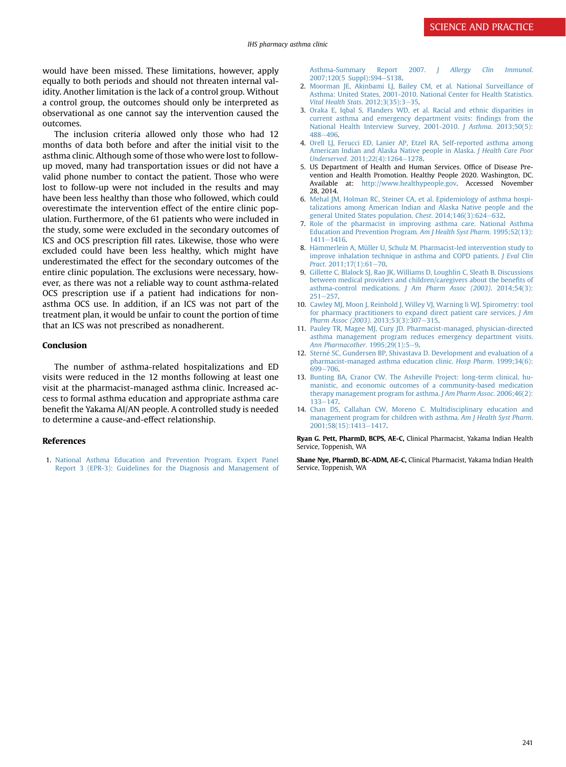would have been missed. These limitations, however, apply equally to both periods and should not threaten internal validity. Another limitation is the lack of a control group. Without a control group, the outcomes should only be interpreted as observational as one cannot say the intervention caused the outcomes.

The inclusion criteria allowed only those who had 12 months of data both before and after the initial visit to the asthma clinic. Although some of those who were lost to follow-up moved, many had transportation issues or did not have a valid phone number to contact the patient. Those who were lost to follow-up were not included in the results and may have been less healthy than those who followed, which could overestimate the intervention effect of the entire clinic population. Furthermore, of the 61 patients who were included in the study, some were excluded in the secondary outcomes of ICS and OCS prescription fill rates. Likewise, those who were excluded could have been less healthy, which might have underestimated the effect for the secondary outcomes of the entire clinic population. The exclusions were necessary, however, as there was not a reliable way to count asthma-related OCS prescription use if a patient had indications for non-asthma OCS use. In addition, if an ICS was not part of the treatment plan, it would be unfair to count the portion of time that an ICS was not prescribed as nonadherent.

## Conclusion

The number of asthma-related hospitalizations and ED visits were reduced in the 12 months following at least one visit at the pharmacist-managed asthma clinic. Increased access to formal asthma education and appropriate asthma care benefit the Yakama AI/AN people. A controlled study is needed to determine a cause-and-effect relationship.

## References

1. National Asthma Education and Prevention Program. Expert Panel Report 3 (EPR-3): Guidelines for the Diagnosis and Management of Asthma-Summary Report 2007. *J Allergy Clin Immunol.* 2007;120(5 Suppl):S94–S138.
2. Moorman JE, Akinbami LJ, Bailey CM, et al. National Surveillance of Asthma: United States, 2001-2010. National Center for Health Statistics. *Vital Health Stats.* 2012;3(35):3–35.
3. Oraka E, Iqbal S, Flanders WD, et al. Racial and ethnic disparities in current asthma and emergency department visits: findings from the National Health Interview Survey, 2001-2010. *J Asthma.* 2013;50(5):488–496.
4. Orell LJ, Ferucci ED, Lanier AP, Etzel RA. Self-reported asthma among American Indian and Alaska Native people in Alaska. *J Health Care Poor Underserved.* 2011;22(4):1264–1278.
5. US Department of Health and Human Services. Office of Disease Prevention and Health Promotion. Healthy People 2020. Washington, DC. Available at: http://www.healthypeople.gov. Accessed November 28, 2014.
6. Mehal JM, Holman RC, Steiner CA, et al. Epidemiology of asthma hospitalizations among American Indian and Alaska Native people and the general United States population. *Chest.* 2014;146(3):624–632.
7. Role of the pharmacist in improving asthma care. National Asthma Education and Prevention Program. *Am J Health Syst Pharm.* 1995;52(13):1411–1416.
8. Hämmerlein A, Müller U, Schulz M. Pharmacist-led intervention study to improve inhalation technique in asthma and COPD patients. *J Eval Clin Pract.* 2011;17(1):61–70.
9. Gillette C, Blalock SJ, Rao JK, Williams D, Loughlin C, Sleath B. Discussions between medical providers and children/caregivers about the benefits of asthma-control medications. *J Am Pharm Assoc (2003).* 2014;54(3):251–257.
10. Cawley MJ, Moon J, Reinhold J, Willey VJ, Warning li WJ. Spirometry: tool for pharmacy practitioners to expand direct patient care services. *J Am Pharm Assoc (2003).* 2013;53(3):307–315.
11. Pauley TR, Magee MJ, Cury JD. Pharmacist-managed, physician-directed asthma management program reduces emergency department visits. *Ann Pharmacother.* 1995;29(1):5–9.
12. Sterné SC, Gundersen BP, Shivastava D. Development and evaluation of a pharmacist-managed asthma education clinic. *Hosp Pharm.* 1999;34(6):699–706.
13. Bunting BA, Cranor CW. The Asheville Project: long-term clinical, humanistic, and economic outcomes of a community-based medication therapy management program for asthma. *J Am Pharm Assoc.* 2006;46(2):133–147.
14. Chan DS, Callahan CW, Moreno C. Multidisciplinary education and management program for children with asthma. *Am J Health Syst Pharm.* 2001;58(15):1413–1417.

**Ryan G. Pett, PharmD, BCPS, AE-C,** Clinical Pharmacist, Yakama Indian Health Service, Toppenish, WA

**Shane Nye, PharmD, BC-ADM, AE-C,** Clinical Pharmacist, Yakama Indian Health Service, Toppenish, WA